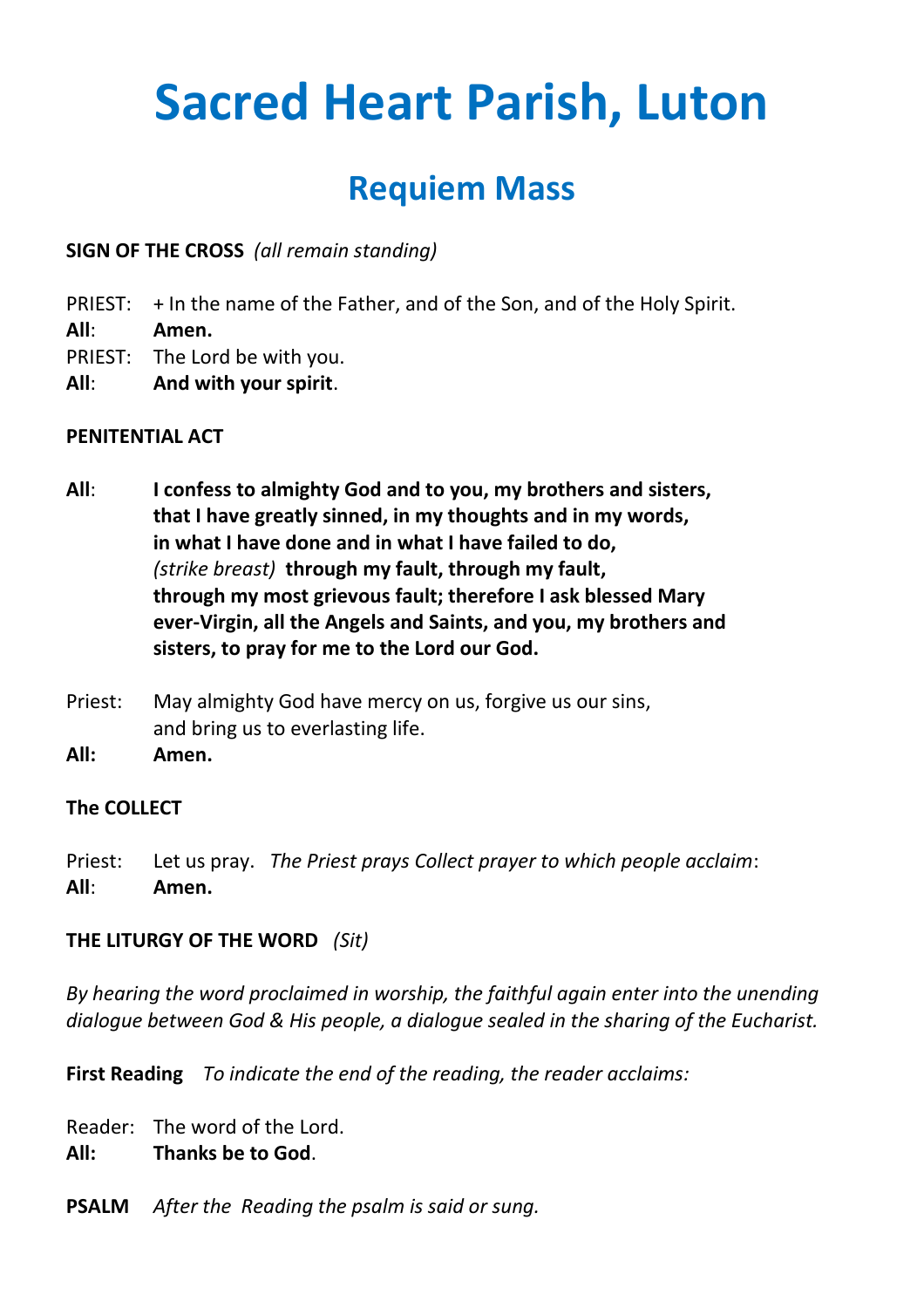# Sacred Heart Parish, Luton

## Requiem Mass

**SIGN OF THE CROSS** *(all remain standing)*

PRIEST: + In the name of the Father, and of the Son, and of the Holy Spirit.
**All**: **Amen.**
PRIEST: The Lord be with you.
**All**: **And with your spirit**.

**PENITENTIAL ACT**

**All**: **I confess to almighty God and to you, my brothers and sisters, that I have greatly sinned, in my thoughts and in my words, in what I have done and in what I have failed to do,**
*(strike breast)* **through my fault, through my fault, through my most grievous fault; therefore I ask blessed Mary ever-Virgin, all the Angels and Saints, and you, my brothers and sisters, to pray for me to the Lord our God.**

Priest: May almighty God have mercy on us, forgive us our sins, and bring us to everlasting life.
**All: Amen.**

**The COLLECT**

Priest: Let us pray. *The Priest prays Collect prayer to which people acclaim*:
**All**: **Amen.**

**THE LITURGY OF THE WORD** *(Sit)*

*By hearing the word proclaimed in worship, the faithful again enter into the unending dialogue between God & His people, a dialogue sealed in the sharing of the Eucharist.*

**First Reading** *To indicate the end of the reading, the reader acclaims:*

Reader: The word of the Lord.
**All: Thanks be to God**.

**PSALM** *After the Reading the psalm is said or sung.*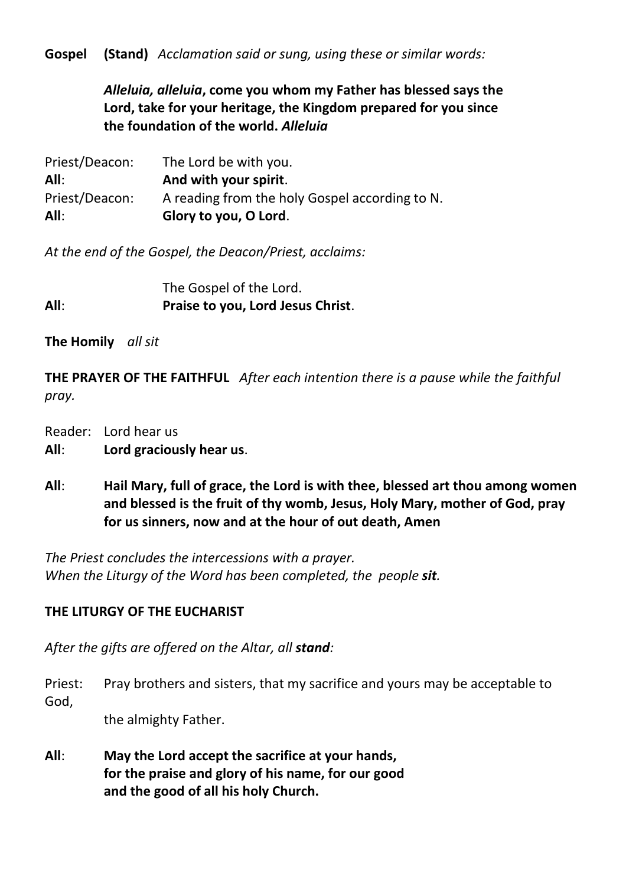**Gospel (Stand)** *Acclamation said or sung, using these or similar words:*

***Alleluia, alleluia*, come you whom my Father has blessed says the Lord, take for your heritage, the Kingdom prepared for you since the foundation of the world. *Alleluia***

Priest/Deacon: The Lord be with you.
**All**: **And with your spirit**.
Priest/Deacon: A reading from the holy Gospel according to N.
**All**: **Glory to you, O Lord**.

*At the end of the Gospel, the Deacon/Priest, acclaims:*

The Gospel of the Lord.
**All**: **Praise to you, Lord Jesus Christ**.

**The Homily** *all sit*

**THE PRAYER OF THE FAITHFUL** *After each intention there is a pause while the faithful pray.*

Reader: Lord hear us
**All**: **Lord graciously hear us**.

**All**: **Hail Mary, full of grace, the Lord is with thee, blessed art thou among women and blessed is the fruit of thy womb, Jesus, Holy Mary, mother of God, pray for us sinners, now and at the hour of out death, Amen**

*The Priest concludes the intercessions with a prayer.*
*When the Liturgy of the Word has been completed, the people **sit**.*

**THE LITURGY OF THE EUCHARIST**

*After the gifts are offered on the Altar, all **stand**:*

Priest: Pray brothers and sisters, that my sacrifice and yours may be acceptable to God,
the almighty Father.

**All**: **May the Lord accept the sacrifice at your hands,
for the praise and glory of his name, for our good
and the good of all his holy Church.**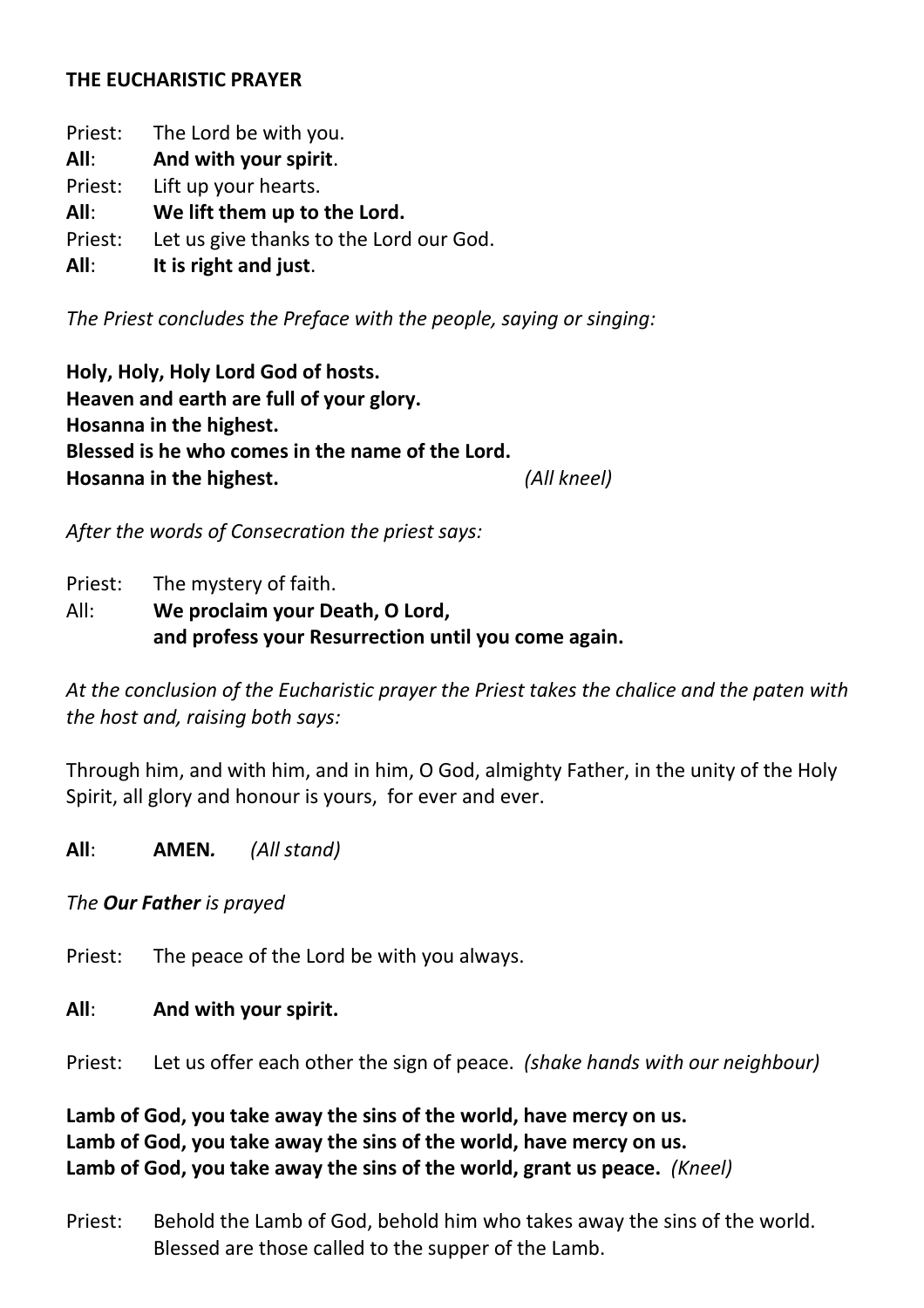**THE EUCHARISTIC PRAYER**

Priest: The Lord be with you.
**All**: **And with your spirit**.
Priest: Lift up your hearts.
**All**: **We lift them up to the Lord.**
Priest: Let us give thanks to the Lord our God.
**All**: **It is right and just**.

*The Priest concludes the Preface with the people, saying or singing:*

**Holy, Holy, Holy Lord God of hosts.**
**Heaven and earth are full of your glory.**
**Hosanna in the highest.**
**Blessed is he who comes in the name of the Lord.**
**Hosanna in the highest.** *(All kneel)*

*After the words of Consecration the priest says:*

Priest: The mystery of faith.
All: **We proclaim your Death, O Lord,**
**and profess your Resurrection until you come again.**

*At the conclusion of the Eucharistic prayer the Priest takes the chalice and the paten with the host and, raising both says:*

Through him, and with him, and in him, O God, almighty Father, in the unity of the Holy Spirit, all glory and honour is yours, for ever and ever.

**All**: **AMEN.** *(All stand)*

*The **Our Father** is prayed*

Priest: The peace of the Lord be with you always.

**All**: **And with your spirit.**

Priest: Let us offer each other the sign of peace. *(shake hands with our neighbour)*

**Lamb of God, you take away the sins of the world, have mercy on us.**
**Lamb of God, you take away the sins of the world, have mercy on us.**
**Lamb of God, you take away the sins of the world, grant us peace.** *(Kneel)*

Priest: Behold the Lamb of God, behold him who takes away the sins of the world.
Blessed are those called to the supper of the Lamb.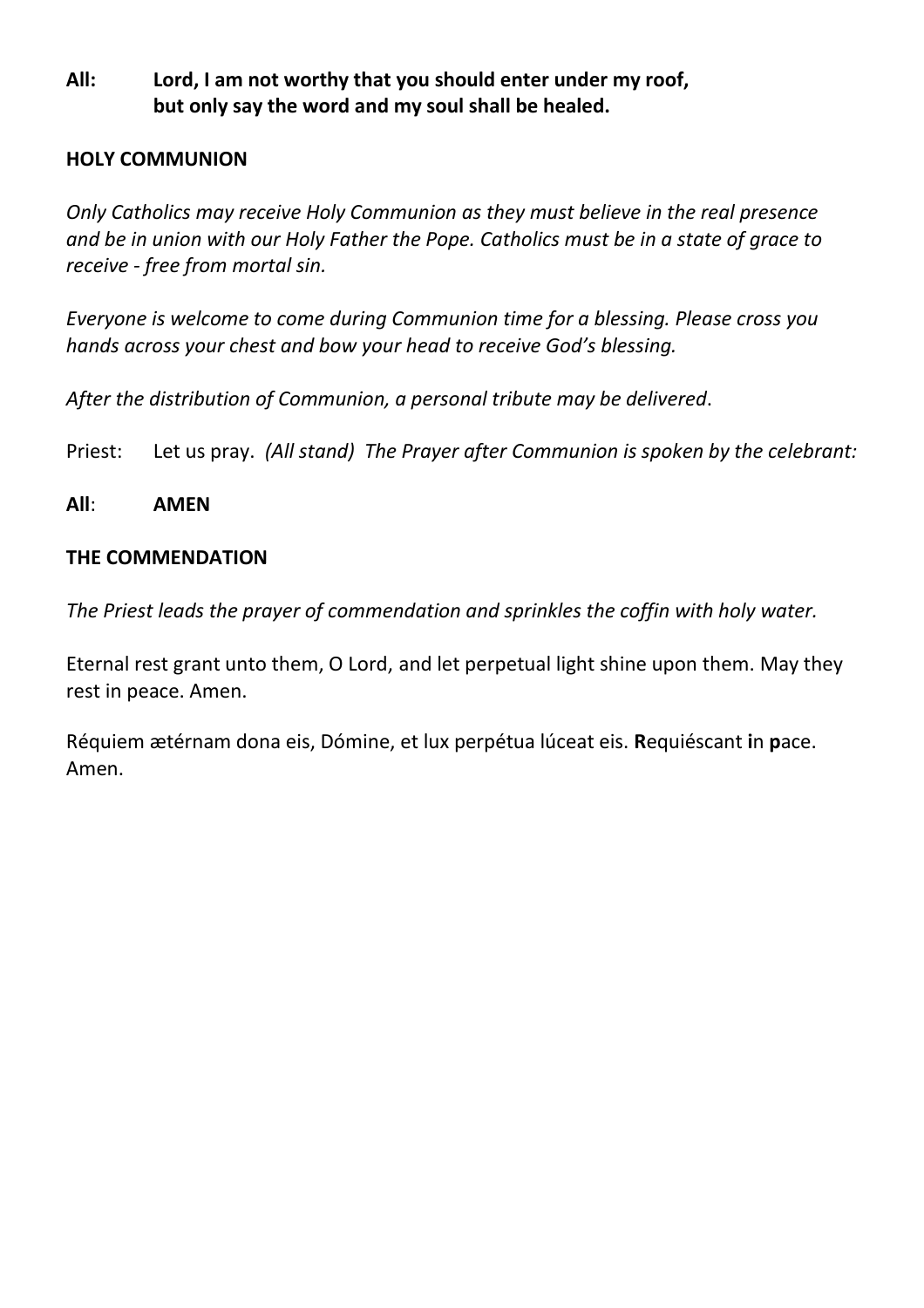**All:** **Lord, I am not worthy that you should enter under my roof,**
**but only say the word and my soul shall be healed.**

**HOLY COMMUNION**

*Only Catholics may receive Holy Communion as they must believe in the real presence and be in union with our Holy Father the Pope. Catholics must be in a state of grace to receive - free from mortal sin.*

*Everyone is welcome to come during Communion time for a blessing. Please cross you hands across your chest and bow your head to receive God's blessing.*

*After the distribution of Communion, a personal tribute may be delivered*.

Priest: Let us pray. *(All stand) The Prayer after Communion is spoken by the celebrant:*

**All**: **AMEN**

**THE COMMENDATION**

*The Priest leads the prayer of commendation and sprinkles the coffin with holy water.*

Eternal rest grant unto them, O Lord, and let perpetual light shine upon them. May they rest in peace. Amen.

Réquiem ætérnam dona eis, Dómine, et lux perpétua lúceat eis. **R**equiéscant **i**n **p**ace. Amen.